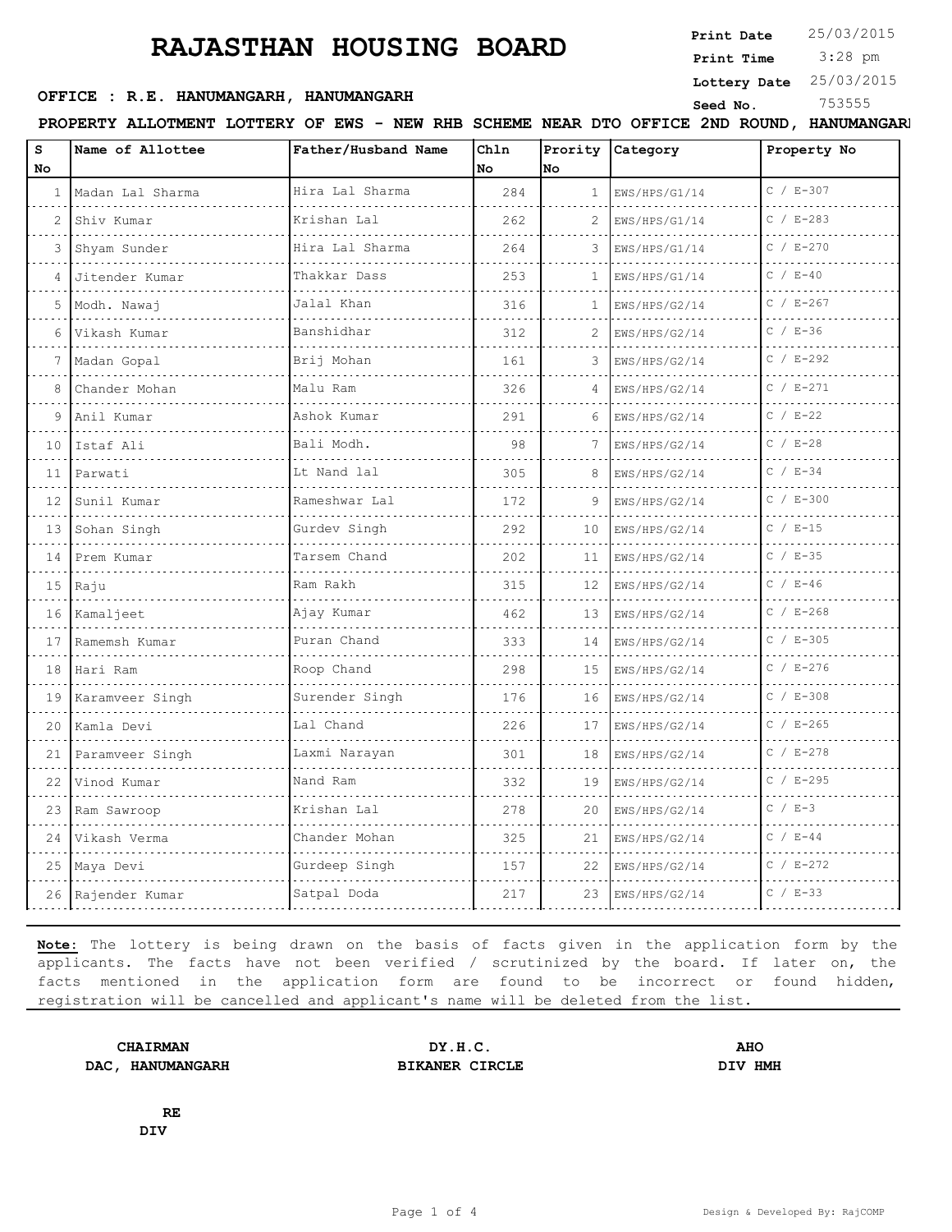# RAJASTHAN HOUSING BOARD

**Print Date** 25/03/2015
**Print Time** 3:28 pm
**Lottery Date** 25/03/2015
**Seed No.** 753555

**OFFICE : R.E. HANUMANGARH, HANUMANGARH**

**PROPERTY ALLOTMENT LOTTERY OF EWS - NEW RHB SCHEME NEAR DTO OFFICE 2ND ROUND, HANUMANGARH**

| S No | Name of Allottee | Father/Husband Name | Chln No | Prority No | Category | Property No |
|---|---|---|---|---|---|---|
| 1 | Madan Lal Sharma | Hira Lal Sharma | 284 | 1 | EWS/HPS/G1/14 | C / E-307 |
| 2 | Shiv Kumar | Krishan Lal | 262 | 2 | EWS/HPS/G1/14 | C / E-283 |
| 3 | Shyam Sunder | Hira Lal Sharma | 264 | 3 | EWS/HPS/G1/14 | C / E-270 |
| 4 | Jitender Kumar | Thakkar Dass | 253 | 1 | EWS/HPS/G1/14 | C / E-40 |
| 5 | Modh. Nawaj | Jalal Khan | 316 | 1 | EWS/HPS/G2/14 | C / E-267 |
| 6 | Vikash Kumar | Banshidhar | 312 | 2 | EWS/HPS/G2/14 | C / E-36 |
| 7 | Madan Gopal | Brij Mohan | 161 | 3 | EWS/HPS/G2/14 | C / E-292 |
| 8 | Chander Mohan | Malu Ram | 326 | 4 | EWS/HPS/G2/14 | C / E-271 |
| 9 | Anil Kumar | Ashok Kumar | 291 | 6 | EWS/HPS/G2/14 | C / E-22 |
| 10 | Istaf Ali | Bali Modh. | 98 | 7 | EWS/HPS/G2/14 | C / E-28 |
| 11 | Parwati | Lt Nand lal | 305 | 8 | EWS/HPS/G2/14 | C / E-34 |
| 12 | Sunil Kumar | Rameshwar Lal | 172 | 9 | EWS/HPS/G2/14 | C / E-300 |
| 13 | Sohan Singh | Gurdev Singh | 292 | 10 | EWS/HPS/G2/14 | C / E-15 |
| 14 | Prem Kumar | Tarsem Chand | 202 | 11 | EWS/HPS/G2/14 | C / E-35 |
| 15 | Raju | Ram Rakh | 315 | 12 | EWS/HPS/G2/14 | C / E-46 |
| 16 | Kamaljeet | Ajay Kumar | 462 | 13 | EWS/HPS/G2/14 | C / E-268 |
| 17 | Ramemsh Kumar | Puran Chand | 333 | 14 | EWS/HPS/G2/14 | C / E-305 |
| 18 | Hari Ram | Roop Chand | 298 | 15 | EWS/HPS/G2/14 | C / E-276 |
| 19 | Karamveer Singh | Surender Singh | 176 | 16 | EWS/HPS/G2/14 | C / E-308 |
| 20 | Kamla Devi | Lal Chand | 226 | 17 | EWS/HPS/G2/14 | C / E-265 |
| 21 | Paramveer Singh | Laxmi Narayan | 301 | 18 | EWS/HPS/G2/14 | C / E-278 |
| 22 | Vinod Kumar | Nand Ram | 332 | 19 | EWS/HPS/G2/14 | C / E-295 |
| 23 | Ram Sawroop | Krishan Lal | 278 | 20 | EWS/HPS/G2/14 | C / E-3 |
| 24 | Vikash Verma | Chander Mohan | 325 | 21 | EWS/HPS/G2/14 | C / E-44 |
| 25 | Maya Devi | Gurdeep Singh | 157 | 22 | EWS/HPS/G2/14 | C / E-272 |
| 26 | Rajender Kumar | Satpal Doda | 217 | 23 | EWS/HPS/G2/14 | C / E-33 |

**Note:** The lottery is being drawn on the basis of facts given in the application form by the applicants. The facts have not been verified / scrutinized by the board. If later on, the facts mentioned in the application form are found to be incorrect or found hidden, registration will be cancelled and applicant's name will be deleted from the list.

**CHAIRMAN**
**DAC, HANUMANGARH**

**DY.H.C.**
**BIKANER CIRCLE**

**AHO**
**DIV HMH**

**RE**
**DIV**

Design & Developed By: RajCOMP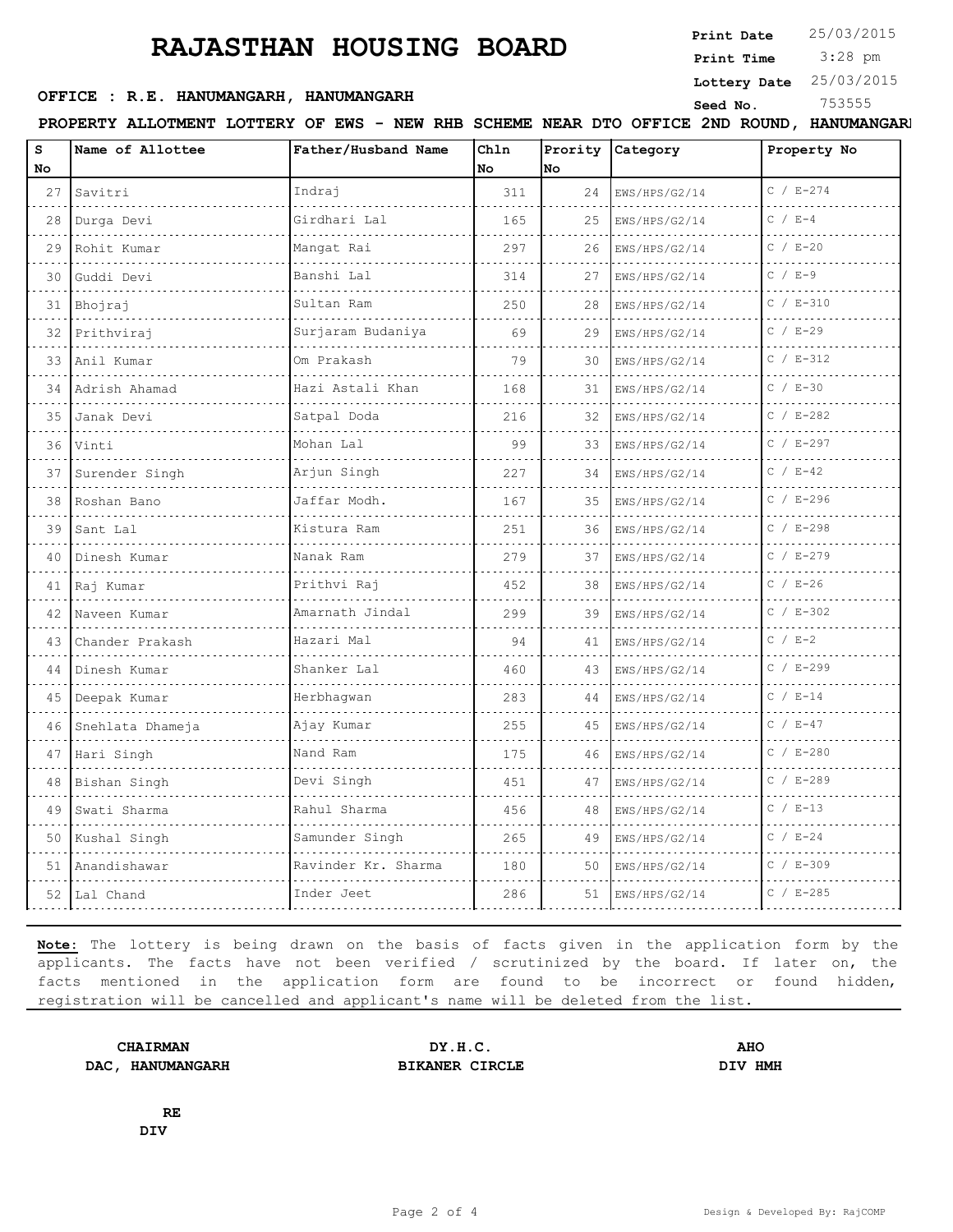# RAJASTHAN HOUSING BOARD

**Print Date** 25/03/2015
**Print Time** 3:28 pm
**Lottery Date** 25/03/2015
**Seed No.** 753555

**OFFICE : R.E. HANUMANGARH, HANUMANGARH**

**PROPERTY ALLOTMENT LOTTERY OF EWS - NEW RHB SCHEME NEAR DTO OFFICE 2ND ROUND, HANUMANGARH**

| S No | Name of Allottee | Father/Husband Name | Chln No | Prority No | Category | Property No |
|---|---|---|---|---|---|---|
| 27 | Savitri | Indraj | 311 | 24 | EWS/HPS/G2/14 | C / E-274 |
| 28 | Durga Devi | Girdhari Lal | 165 | 25 | EWS/HPS/G2/14 | C / E-4 |
| 29 | Rohit Kumar | Mangat Rai | 297 | 26 | EWS/HPS/G2/14 | C / E-20 |
| 30 | Guddi Devi | Banshi Lal | 314 | 27 | EWS/HPS/G2/14 | C / E-9 |
| 31 | Bhojraj | Sultan Ram | 250 | 28 | EWS/HPS/G2/14 | C / E-310 |
| 32 | Prithviraj | Surjaram Budaniya | 69 | 29 | EWS/HPS/G2/14 | C / E-29 |
| 33 | Anil Kumar | Om Prakash | 79 | 30 | EWS/HPS/G2/14 | C / E-312 |
| 34 | Adrish Ahamad | Hazi Astali Khan | 168 | 31 | EWS/HPS/G2/14 | C / E-30 |
| 35 | Janak Devi | Satpal Doda | 216 | 32 | EWS/HPS/G2/14 | C / E-282 |
| 36 | Vinti | Mohan Lal | 99 | 33 | EWS/HPS/G2/14 | C / E-297 |
| 37 | Surender Singh | Arjun Singh | 227 | 34 | EWS/HPS/G2/14 | C / E-42 |
| 38 | Roshan Bano | Jaffar Modh. | 167 | 35 | EWS/HPS/G2/14 | C / E-296 |
| 39 | Sant Lal | Kistura Ram | 251 | 36 | EWS/HPS/G2/14 | C / E-298 |
| 40 | Dinesh Kumar | Nanak Ram | 279 | 37 | EWS/HPS/G2/14 | C / E-279 |
| 41 | Raj Kumar | Prithvi Raj | 452 | 38 | EWS/HPS/G2/14 | C / E-26 |
| 42 | Naveen Kumar | Amarnath Jindal | 299 | 39 | EWS/HPS/G2/14 | C / E-302 |
| 43 | Chander Prakash | Hazari Mal | 94 | 41 | EWS/HPS/G2/14 | C / E-2 |
| 44 | Dinesh Kumar | Shanker Lal | 460 | 43 | EWS/HPS/G2/14 | C / E-299 |
| 45 | Deepak Kumar | Herbhagwan | 283 | 44 | EWS/HPS/G2/14 | C / E-14 |
| 46 | Snehlata Dhameja | Ajay Kumar | 255 | 45 | EWS/HPS/G2/14 | C / E-47 |
| 47 | Hari Singh | Nand Ram | 175 | 46 | EWS/HPS/G2/14 | C / E-280 |
| 48 | Bishan Singh | Devi Singh | 451 | 47 | EWS/HPS/G2/14 | C / E-289 |
| 49 | Swati Sharma | Rahul Sharma | 456 | 48 | EWS/HPS/G2/14 | C / E-13 |
| 50 | Kushal Singh | Samunder Singh | 265 | 49 | EWS/HPS/G2/14 | C / E-24 |
| 51 | Anandishawar | Ravinder Kr. Sharma | 180 | 50 | EWS/HPS/G2/14 | C / E-309 |
| 52 | Lal Chand | Inder Jeet | 286 | 51 | EWS/HPS/G2/14 | C / E-285 |

**Note:** The lottery is being drawn on the basis of facts given in the application form by the applicants. The facts have not been verified / scrutinized by the board. If later on, the facts mentioned in the application form are found to be incorrect or found hidden, registration will be cancelled and applicant's name will be deleted from the list.

**CHAIRMAN**
**DAC, HANUMANGARH**

**DY.H.C.**
**BIKANER CIRCLE**

**AHO**
**DIV HMH**

**RE**
**DIV**

Design & Developed By: RajCOMP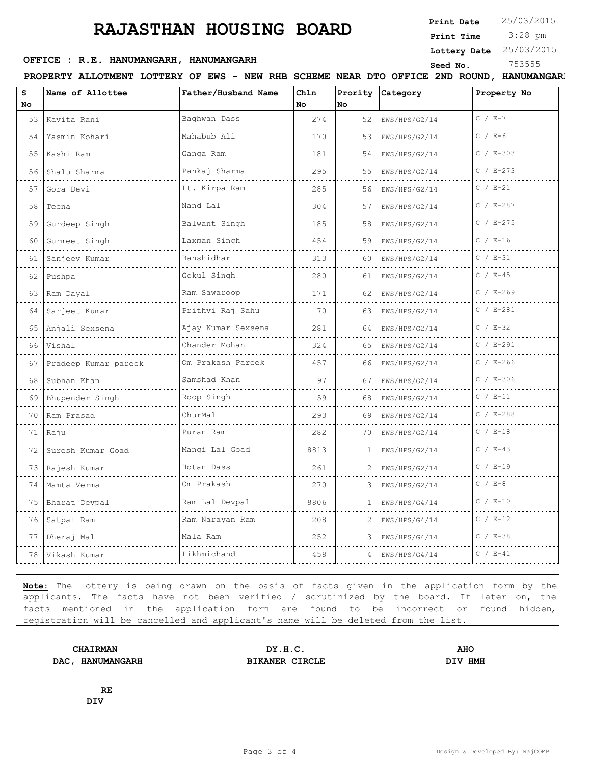# RAJASTHAN HOUSING BOARD

**Print Date** 25/03/2015
**Print Time** 3:28 pm
**Lottery Date** 25/03/2015
**Seed No.** 753555

**OFFICE : R.E. HANUMANGARH, HANUMANGARH**

**PROPERTY ALLOTMENT LOTTERY OF EWS - NEW RHB SCHEME NEAR DTO OFFICE 2ND ROUND, HANUMANGARH**

| S No | Name of Allottee | Father/Husband Name | Chln No | Prority No | Category | Property No |
|---|---|---|---|---|---|---|
| 53 | Kavita Rani | Baghwan Dass | 274 | 52 | EWS/HPS/G2/14 | C / E-7 |
| 54 | Yasmin Kohari | Mahabub Ali | 170 | 53 | EWS/HPS/G2/14 | C / E-6 |
| 55 | Kashi Ram | Ganga Ram | 181 | 54 | EWS/HPS/G2/14 | C / E-303 |
| 56 | Shalu Sharma | Pankaj Sharma | 295 | 55 | EWS/HPS/G2/14 | C / E-273 |
| 57 | Gora Devi | Lt. Kirpa Ram | 285 | 56 | EWS/HPS/G2/14 | C / E-21 |
| 58 | Teena | Nand Lal | 304 | 57 | EWS/HPS/G2/14 | C / E-287 |
| 59 | Gurdeep Singh | Balwant Singh | 185 | 58 | EWS/HPS/G2/14 | C / E-275 |
| 60 | Gurmeet Singh | Laxman Singh | 454 | 59 | EWS/HPS/G2/14 | C / E-16 |
| 61 | Sanjeev Kumar | Banshidhar | 313 | 60 | EWS/HPS/G2/14 | C / E-31 |
| 62 | Pushpa | Gokul Singh | 280 | 61 | EWS/HPS/G2/14 | C / E-45 |
| 63 | Ram Dayal | Ram Sawaroop | 171 | 62 | EWS/HPS/G2/14 | C / E-269 |
| 64 | Sarjeet Kumar | Prithvi Raj Sahu | 70 | 63 | EWS/HPS/G2/14 | C / E-281 |
| 65 | Anjali Sexsena | Ajay Kumar Sexsena | 281 | 64 | EWS/HPS/G2/14 | C / E-32 |
| 66 | Vishal | Chander Mohan | 324 | 65 | EWS/HPS/G2/14 | C / E-291 |
| 67 | Pradeep Kumar pareek | Om Prakash Pareek | 457 | 66 | EWS/HPS/G2/14 | C / E-266 |
| 68 | Subhan Khan | Samshad Khan | 97 | 67 | EWS/HPS/G2/14 | C / E-306 |
| 69 | Bhupender Singh | Roop Singh | 59 | 68 | EWS/HPS/G2/14 | C / E-11 |
| 70 | Ram Prasad | ChurMal | 293 | 69 | EWS/HPS/G2/14 | C / E-288 |
| 71 | Raju | Puran Ram | 282 | 70 | EWS/HPS/G2/14 | C / E-18 |
| 72 | Suresh Kumar Goad | Mangi Lal Goad | 8813 | 1 | EWS/HPS/G2/14 | C / E-43 |
| 73 | Rajesh Kumar | Hotan Dass | 261 | 2 | EWS/HPS/G2/14 | C / E-19 |
| 74 | Mamta Verma | Om Prakash | 270 | 3 | EWS/HPS/G2/14 | C / E-8 |
| 75 | Bharat Devpal | Ram Lal Devpal | 8806 | 1 | EWS/HPS/G4/14 | C / E-10 |
| 76 | Satpal Ram | Ram Narayan Ram | 208 | 2 | EWS/HPS/G4/14 | C / E-12 |
| 77 | Dheraj Mal | Mala Ram | 252 | 3 | EWS/HPS/G4/14 | C / E-38 |
| 78 | Vikash Kumar | Likhmichand | 458 | 4 | EWS/HPS/G4/14 | C / E-41 |

**Note:** The lottery is being drawn on the basis of facts given in the application form by the applicants. The facts have not been verified / scrutinized by the board. If later on, the facts mentioned in the application form are found to be incorrect or found hidden, registration will be cancelled and applicant's name will be deleted from the list.

**CHAIRMAN**
**DAC, HANUMANGARH**

**DY.H.C.**
**BIKANER CIRCLE**

**AHO**
**DIV HMH**

**RE**
**DIV**

Design & Developed By: RajCOMP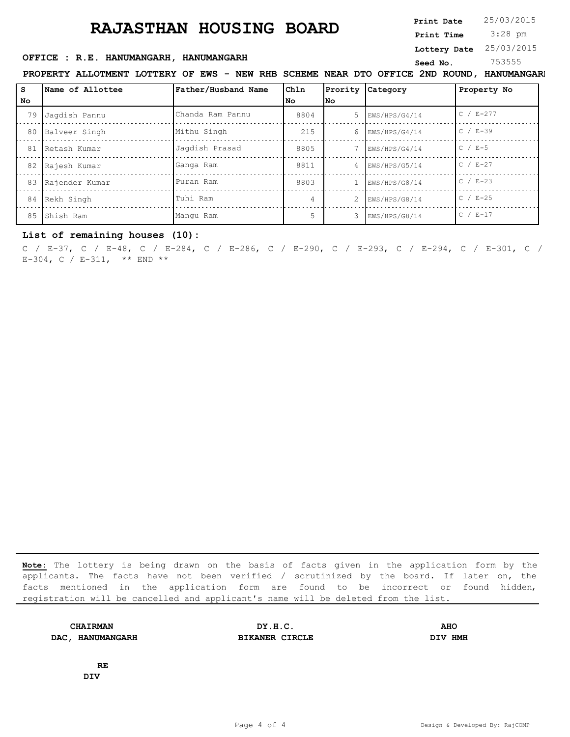# RAJASTHAN HOUSING BOARD

**Print Date** 25/03/2015
**Print Time** 3:28 pm
**Lottery Date** 25/03/2015
**Seed No.** 753555

**OFFICE : R.E. HANUMANGARH, HANUMANGARH**

**PROPERTY ALLOTMENT LOTTERY OF EWS - NEW RHB SCHEME NEAR DTO OFFICE 2ND ROUND, HANUMANGARH**

| S No | Name of Allottee | Father/Husband Name | Chln No | Prority No | Category | Property No |
|---|---|---|---|---|---|---|
| 79 | Jagdish Pannu | Chanda Ram Pannu | 8804 | 5 | EWS/HPS/G4/14 | C / E-277 |
| 80 | Balveer Singh | Mithu Singh | 215 | 6 | EWS/HPS/G4/14 | C / E-39 |
| 81 | Retash Kumar | Jagdish Prasad | 8805 | 7 | EWS/HPS/G4/14 | C / E-5 |
| 82 | Rajesh Kumar | Ganga Ram | 8811 | 4 | EWS/HPS/G5/14 | C / E-27 |
| 83 | Rajender Kumar | Puran Ram | 8803 | 1 | EWS/HPS/G8/14 | C / E-23 |
| 84 | Rekh Singh | Tuhi Ram | 4 | 2 | EWS/HPS/G8/14 | C / E-25 |
| 85 | Shish Ram | Mangu Ram | 5 | 3 | EWS/HPS/G8/14 | C / E-17 |

**List of remaining houses (10):**

C / E-37, C / E-48, C / E-284, C / E-286, C / E-290, C / E-293, C / E-294, C / E-301, C / E-304, C / E-311, ** END **

**Note:** The lottery is being drawn on the basis of facts given in the application form by the applicants. The facts have not been verified / scrutinized by the board. If later on, the facts mentioned in the application form are found to be incorrect or found hidden, registration will be cancelled and applicant's name will be deleted from the list.

**CHAIRMAN**
**DAC, HANUMANGARH**

**DY.H.C.**
**BIKANER CIRCLE**

**AHO**
**DIV HMH**

**RE**
**DIV**

Design & Developed By: RajCOMP